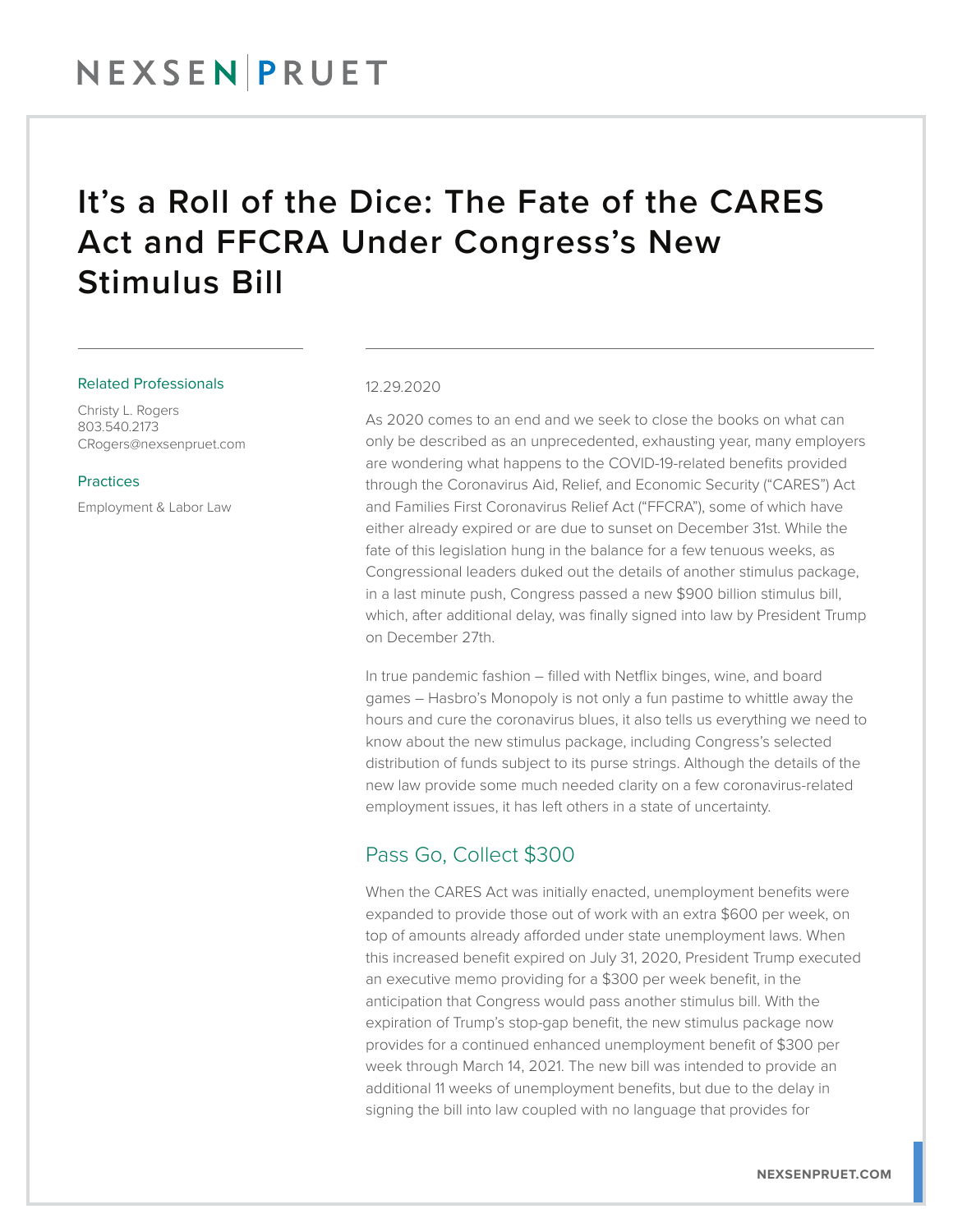# It's a Roll of the Dice: The Fate of the CARES Act and FFCRA Under Congress's New Stimulus Bill

Related Professionals

Christy L. Rogers
803.540.2173
CRogers@nexsenpruet.com

Practices

Employment & Labor Law

12.29.2020

As 2020 comes to an end and we seek to close the books on what can only be described as an unprecedented, exhausting year, many employers are wondering what happens to the COVID-19-related benefits provided through the Coronavirus Aid, Relief, and Economic Security ("CARES") Act and Families First Coronavirus Relief Act ("FFCRA"), some of which have either already expired or are due to sunset on December 31st. While the fate of this legislation hung in the balance for a few tenuous weeks, as Congressional leaders duked out the details of another stimulus package, in a last minute push, Congress passed a new $900 billion stimulus bill, which, after additional delay, was finally signed into law by President Trump on December 27th.

In true pandemic fashion – filled with Netflix binges, wine, and board games – Hasbro's Monopoly is not only a fun pastime to whittle away the hours and cure the coronavirus blues, it also tells us everything we need to know about the new stimulus package, including Congress's selected distribution of funds subject to its purse strings. Although the details of the new law provide some much needed clarity on a few coronavirus-related employment issues, it has left others in a state of uncertainty.

## Pass Go, Collect $300

When the CARES Act was initially enacted, unemployment benefits were expanded to provide those out of work with an extra $600 per week, on top of amounts already afforded under state unemployment laws. When this increased benefit expired on July 31, 2020, President Trump executed an executive memo providing for a $300 per week benefit, in the anticipation that Congress would pass another stimulus bill. With the expiration of Trump's stop-gap benefit, the new stimulus package now provides for a continued enhanced unemployment benefit of $300 per week through March 14, 2021. The new bill was intended to provide an additional 11 weeks of unemployment benefits, but due to the delay in signing the bill into law coupled with no language that provides for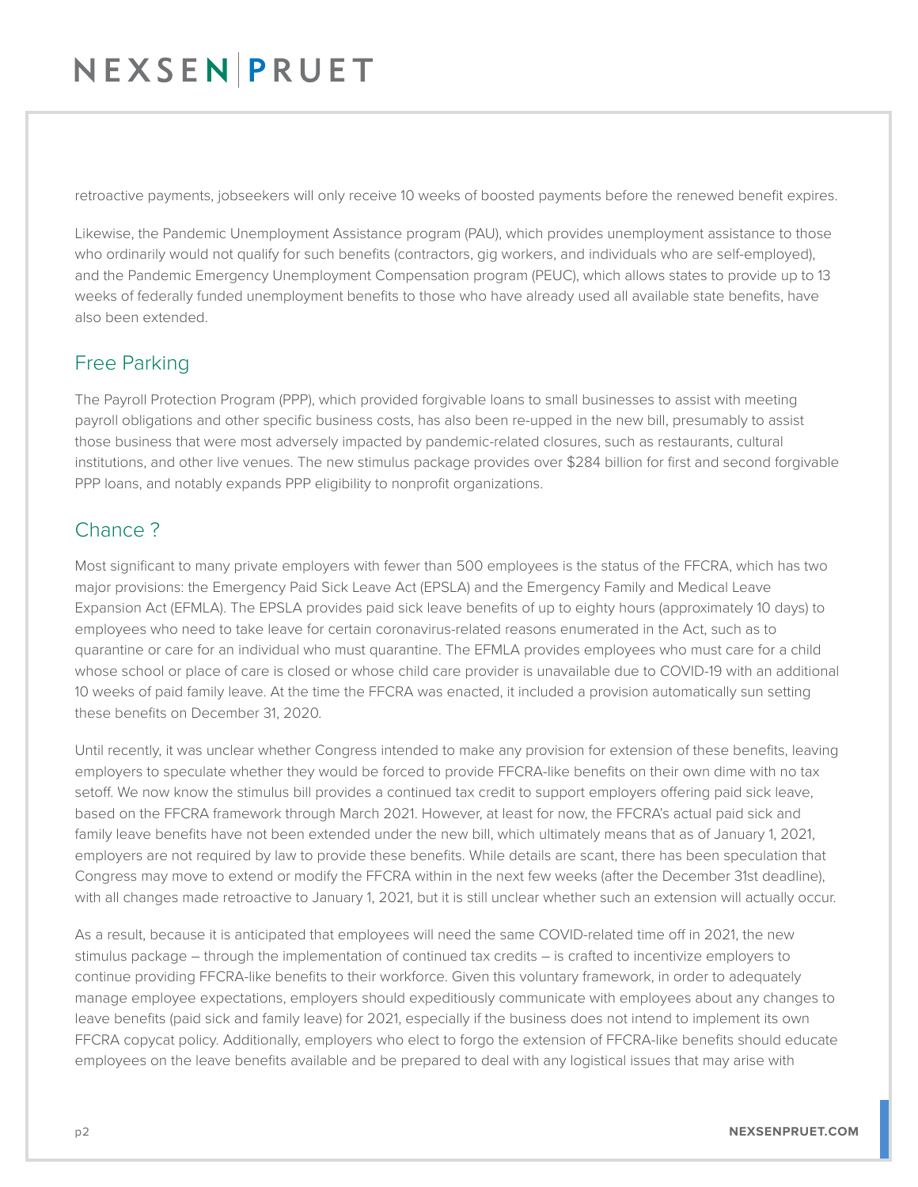retroactive payments, jobseekers will only receive 10 weeks of boosted payments before the renewed benefit expires.

Likewise, the Pandemic Unemployment Assistance program (PAU), which provides unemployment assistance to those who ordinarily would not qualify for such benefits (contractors, gig workers, and individuals who are self-employed), and the Pandemic Emergency Unemployment Compensation program (PEUC), which allows states to provide up to 13 weeks of federally funded unemployment benefits to those who have already used all available state benefits, have also been extended.

## Free Parking

The Payroll Protection Program (PPP), which provided forgivable loans to small businesses to assist with meeting payroll obligations and other specific business costs, has also been re-upped in the new bill, presumably to assist those business that were most adversely impacted by pandemic-related closures, such as restaurants, cultural institutions, and other live venues. The new stimulus package provides over $284 billion for first and second forgivable PPP loans, and notably expands PPP eligibility to nonprofit organizations.

## Chance ?

Most significant to many private employers with fewer than 500 employees is the status of the FFCRA, which has two major provisions: the Emergency Paid Sick Leave Act (EPSLA) and the Emergency Family and Medical Leave Expansion Act (EFMLA). The EPSLA provides paid sick leave benefits of up to eighty hours (approximately 10 days) to employees who need to take leave for certain coronavirus-related reasons enumerated in the Act, such as to quarantine or care for an individual who must quarantine. The EFMLA provides employees who must care for a child whose school or place of care is closed or whose child care provider is unavailable due to COVID-19 with an additional 10 weeks of paid family leave. At the time the FFCRA was enacted, it included a provision automatically sun setting these benefits on December 31, 2020.

Until recently, it was unclear whether Congress intended to make any provision for extension of these benefits, leaving employers to speculate whether they would be forced to provide FFCRA-like benefits on their own dime with no tax setoff. We now know the stimulus bill provides a continued tax credit to support employers offering paid sick leave, based on the FFCRA framework through March 2021. However, at least for now, the FFCRA's actual paid sick and family leave benefits have not been extended under the new bill, which ultimately means that as of January 1, 2021, employers are not required by law to provide these benefits. While details are scant, there has been speculation that Congress may move to extend or modify the FFCRA within in the next few weeks (after the December 31st deadline), with all changes made retroactive to January 1, 2021, but it is still unclear whether such an extension will actually occur.

As a result, because it is anticipated that employees will need the same COVID-related time off in 2021, the new stimulus package – through the implementation of continued tax credits – is crafted to incentivize employers to continue providing FFCRA-like benefits to their workforce. Given this voluntary framework, in order to adequately manage employee expectations, employers should expeditiously communicate with employees about any changes to leave benefits (paid sick and family leave) for 2021, especially if the business does not intend to implement its own FFCRA copycat policy. Additionally, employers who elect to forgo the extension of FFCRA-like benefits should educate employees on the leave benefits available and be prepared to deal with any logistical issues that may arise with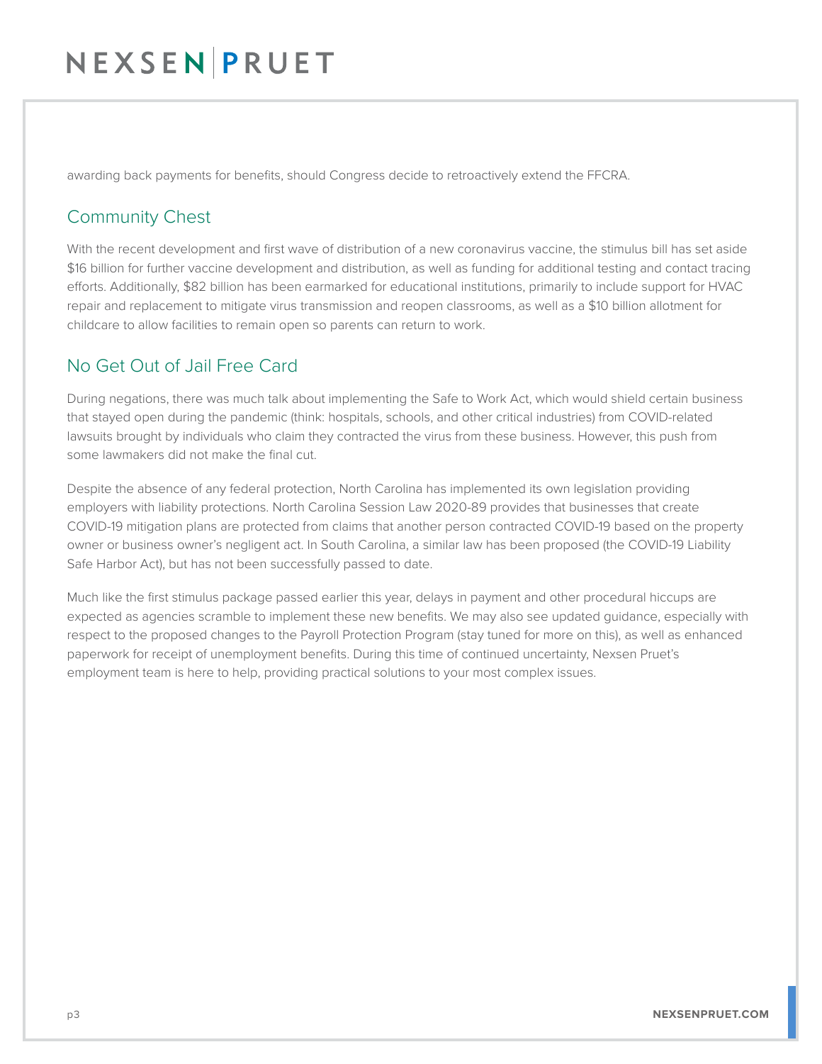awarding back payments for benefits, should Congress decide to retroactively extend the FFCRA.

## Community Chest

With the recent development and first wave of distribution of a new coronavirus vaccine, the stimulus bill has set aside $16 billion for further vaccine development and distribution, as well as funding for additional testing and contact tracing efforts. Additionally, $82 billion has been earmarked for educational institutions, primarily to include support for HVAC repair and replacement to mitigate virus transmission and reopen classrooms, as well as a $10 billion allotment for childcare to allow facilities to remain open so parents can return to work.

## No Get Out of Jail Free Card

During negations, there was much talk about implementing the Safe to Work Act, which would shield certain business that stayed open during the pandemic (think: hospitals, schools, and other critical industries) from COVID-related lawsuits brought by individuals who claim they contracted the virus from these business. However, this push from some lawmakers did not make the final cut.

Despite the absence of any federal protection, North Carolina has implemented its own legislation providing employers with liability protections. North Carolina Session Law 2020-89 provides that businesses that create COVID-19 mitigation plans are protected from claims that another person contracted COVID-19 based on the property owner or business owner's negligent act. In South Carolina, a similar law has been proposed (the COVID-19 Liability Safe Harbor Act), but has not been successfully passed to date.

Much like the first stimulus package passed earlier this year, delays in payment and other procedural hiccups are expected as agencies scramble to implement these new benefits. We may also see updated guidance, especially with respect to the proposed changes to the Payroll Protection Program (stay tuned for more on this), as well as enhanced paperwork for receipt of unemployment benefits. During this time of continued uncertainty, Nexsen Pruet's employment team is here to help, providing practical solutions to your most complex issues.